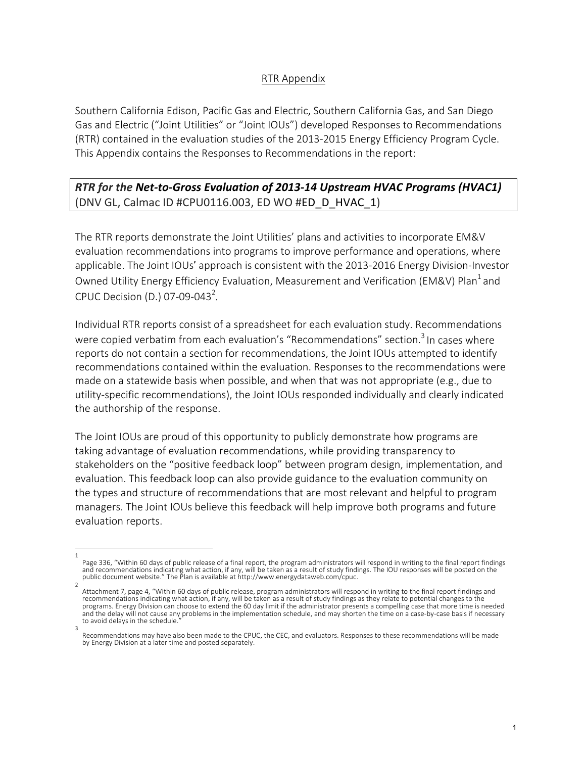## RTR Appendix

Southern California Edison, Pacific Gas and Electric, Southern California Gas, and San Diego Gas and Electric ("Joint Utilities" or "Joint IOUs") developed Responses to Recommendations (RTR) contained in the evaluation studies of the 2013-2015 Energy Efficiency Program Cycle. This Appendix contains the Responses to Recommendations in the report:

***RTR for the Net-to-Gross Evaluation of 2013-14 Upstream HVAC Programs (HVAC1)*** (DNV GL, Calmac ID #CPU0116.003, ED WO #ED_D_HVAC_1)

The RTR reports demonstrate the Joint Utilities' plans and activities to incorporate EM&V evaluation recommendations into programs to improve performance and operations, where applicable. The Joint IOUs' approach is consistent with the 2013-2016 Energy Division-Investor Owned Utility Energy Efficiency Evaluation, Measurement and Verification (EM&V) Plan[1] and CPUC Decision (D.) 07-09-043[2].

Individual RTR reports consist of a spreadsheet for each evaluation study. Recommendations were copied verbatim from each evaluation's "Recommendations" section.[3] In cases where reports do not contain a section for recommendations, the Joint IOUs attempted to identify recommendations contained within the evaluation. Responses to the recommendations were made on a statewide basis when possible, and when that was not appropriate (e.g., due to utility-specific recommendations), the Joint IOUs responded individually and clearly indicated the authorship of the response.

The Joint IOUs are proud of this opportunity to publicly demonstrate how programs are taking advantage of evaluation recommendations, while providing transparency to stakeholders on the "positive feedback loop" between program design, implementation, and evaluation. This feedback loop can also provide guidance to the evaluation community on the types and structure of recommendations that are most relevant and helpful to program managers. The Joint IOUs believe this feedback will help improve both programs and future evaluation reports.

---

[1] Page 336, "Within 60 days of public release of a final report, the program administrators will respond in writing to the final report findings and recommendations indicating what action, if any, will be taken as a result of study findings. The IOU responses will be posted on the public document website." The Plan is available at http://www.energydataweb.com/cpuc.

[2] Attachment 7, page 4, "Within 60 days of public release, program administrators will respond in writing to the final report findings and recommendations indicating what action, if any, will be taken as a result of study findings as they relate to potential changes to the programs. Energy Division can choose to extend the 60 day limit if the administrator presents a compelling case that more time is needed and the delay will not cause any problems in the implementation schedule, and may shorten the time on a case-by-case basis if necessary to avoid delays in the schedule."

[3] Recommendations may have also been made to the CPUC, the CEC, and evaluators. Responses to these recommendations will be made by Energy Division at a later time and posted separately.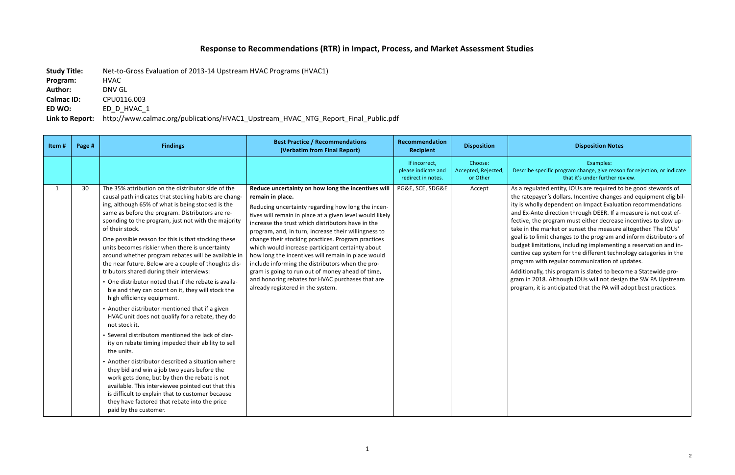# Response to Recommendations (RTR) in Impact, Process, and Market Assessment Studies

**Study Title:** Net-to-Gross Evaluation of 2013-14 Upstream HVAC Programs (HVAC1)
**Program:** HVAC
**Author:** DNV GL
**Calmac ID:** CPU0116.003
**ED WO:** ED_D_HVAC_1
**Link to Report:** http://www.calmac.org/publications/HVAC1_Upstream_HVAC_NTG_Report_Final_Public.pdf

| Item # | Page # | Findings | Best Practice / Recommendations (Verbatim from Final Report) | Recommendation Recipient | Disposition | Disposition Notes |
|---|---|---|---|---|---|---|
| | | | | If incorrect, please indicate and redirect in notes. | Choose: Accepted, Rejected, or Other | Examples: Describe specific program change, give reason for rejection, or indicate that it's under further review. |
| 1 | 30 | The 35% attribution on the distributor side of the causal path indicates that stocking habits are changing, although 65% of what is being stocked is the same as before the program. Distributors are responding to the program, just not with the majority of their stock.<br><br>One possible reason for this is that stocking these units becomes riskier when there is uncertainty around whether program rebates will be available in the near future. Below are a couple of thoughts distributors shared during their interviews:<br>• One distributor noted that if the rebate is available and they can count on it, they will stock the high efficiency equipment.<br>• Another distributor mentioned that if a given HVAC unit does not qualify for a rebate, they do not stock it.<br>• Several distributors mentioned the lack of clarity on rebate timing impeded their ability to sell the units.<br>• Another distributor described a situation where they bid and win a job two years before the work gets done, but by then the rebate is not available. This interviewee pointed out that this is difficult to explain that to customer because they have factored that rebate into the price paid by the customer. | **Reduce uncertainty on how long the incentives will remain in place.**<br><br>Reducing uncertainty regarding how long the incentives will remain in place at a given level would likely increase the trust which distributors have in the program, and, in turn, increase their willingness to change their stocking practices. Program practices which would increase participant certainty about how long the incentives will remain in place would include informing the distributors when the program is going to run out of money ahead of time, and honoring rebates for HVAC purchases that are already registered in the system. | PG&E, SCE, SDG&E | Accept | As a regulated entity, IOUs are required to be good stewards of the ratepayer's dollars. Incentive changes and equipment eligibility is wholly dependent on Impact Evaluation recommendations and Ex-Ante direction through DEER. If a measure is not cost effective, the program must either decrease incentives to slow uptake in the market or sunset the measure altogether. The IOUs' goal is to limit changes to the program and inform distributors of budget limitations, including implementing a reservation and incentive cap system for the different technology categories in the program with regular communication of updates.<br><br>Additionally, this program is slated to become a Statewide program in 2018. Although IOUs will not design the SW PA Upstream program, it is anticipated that the PA will adopt best practices. |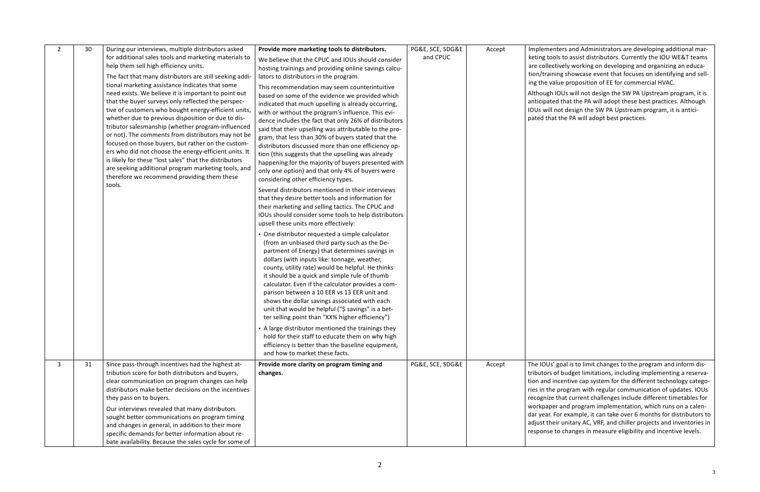| | | | | | | |
|---|---|---|---|---|---|---|
| 2 | 30 | During our interviews, multiple distributors asked for additional sales tools and marketing materials to help them sell high efficiency units.<br><br>The fact that many distributors are still seeking additional marketing assistance indicates that some need exists. We believe it is important to point out that the buyer surveys only reflected the perspective of customers who bought energy-efficient units, whether due to previous disposition or due to distributor salesmanship (whether program-influenced or not). The comments from distributors may not be focused on those buyers, but rather on the customers who did not choose the energy-efficient units. It is likely for these "lost sales" that the distributors are seeking additional program marketing tools, and therefore we recommend providing them these tools. | **Provide more marketing tools to distributors.**<br><br>We believe that the CPUC and IOUs should consider hosting trainings and providing online savings calculators to distributors in the program.<br><br>This recommendation may seem counterintuitive based on some of the evidence we provided which indicated that much upselling is already occurring, with or without the program's influence. This evidence includes the fact that only 26% of distributors said that their upselling was attributable to the program, that less than 30% of buyers stated that the distributors discussed more than one efficiency option (this suggests that the upselling was already happening for the majority of buyers presented with only one option) and that only 4% of buyers were considering other efficiency types.<br><br>Several distributors mentioned in their interviews that they desire better tools and information for their marketing and selling tactics. The CPUC and IOUs should consider some tools to help distributors upsell these units more effectively:<br><br>• One distributor requested a simple calculator (from an unbiased third party such as the Department of Energy) that determines savings in dollars (with inputs like: tonnage, weather, county, utility rate) would be helpful. He thinks it should be a quick and simple rule of thumb calculator. Even if the calculator provides a comparison between a 10 EER vs 13 EER unit and shows the dollar savings associated with each unit that would be helpful ("$ savings" is a better selling point than "XX% higher efficiency")<br><br>• A large distributor mentioned the trainings they hold for their staff to educate them on why high efficiency is better than the baseline equipment, and how to market these facts. | PG&E, SCE, SDG&E and CPUC | Accept | Implementers and Administrators are developing additional marketing tools to assist distributors. Currently the IOU WE&T teams are collectively working on developing and organizing an education/training showcase event that focuses on identifying and selling the value proposition of EE for commercial HVAC.<br><br>Although IOUs will not design the SW PA Upstream program, it is anticipated that the PA will adopt these best practices. Although IOUs will not design the SW PA Upstream program, it is anticipated that the PA will adopt best practices. |
| 3 | 31 | Since pass-through incentives had the highest attribution score for both distributors and buyers, clear communication on program changes can help distributors make better decisions on the incentives they pass on to buyers.<br><br>Our interviews revealed that many distributors sought better communications on program timing and changes in general, in addition to their more specific demands for better information about rebate availability. Because the sales cycle for some of | **Provide more clarity on program timing and changes.** | PG&E, SCE, SDG&E | Accept | The IOUs' goal is to limit changes to the program and inform distributors of budget limitations, including implementing a reservation and incentive cap system for the different technology categories in the program with regular communication of updates. IOUs recognize that current challenges include different timetables for workpaper and program implementation, which runs on a calendar year. For example, it can take over 6 months for distributors to adjust their unitary AC, VRF, and chiller projects and inventories in response to changes in measure eligibility and incentive levels. |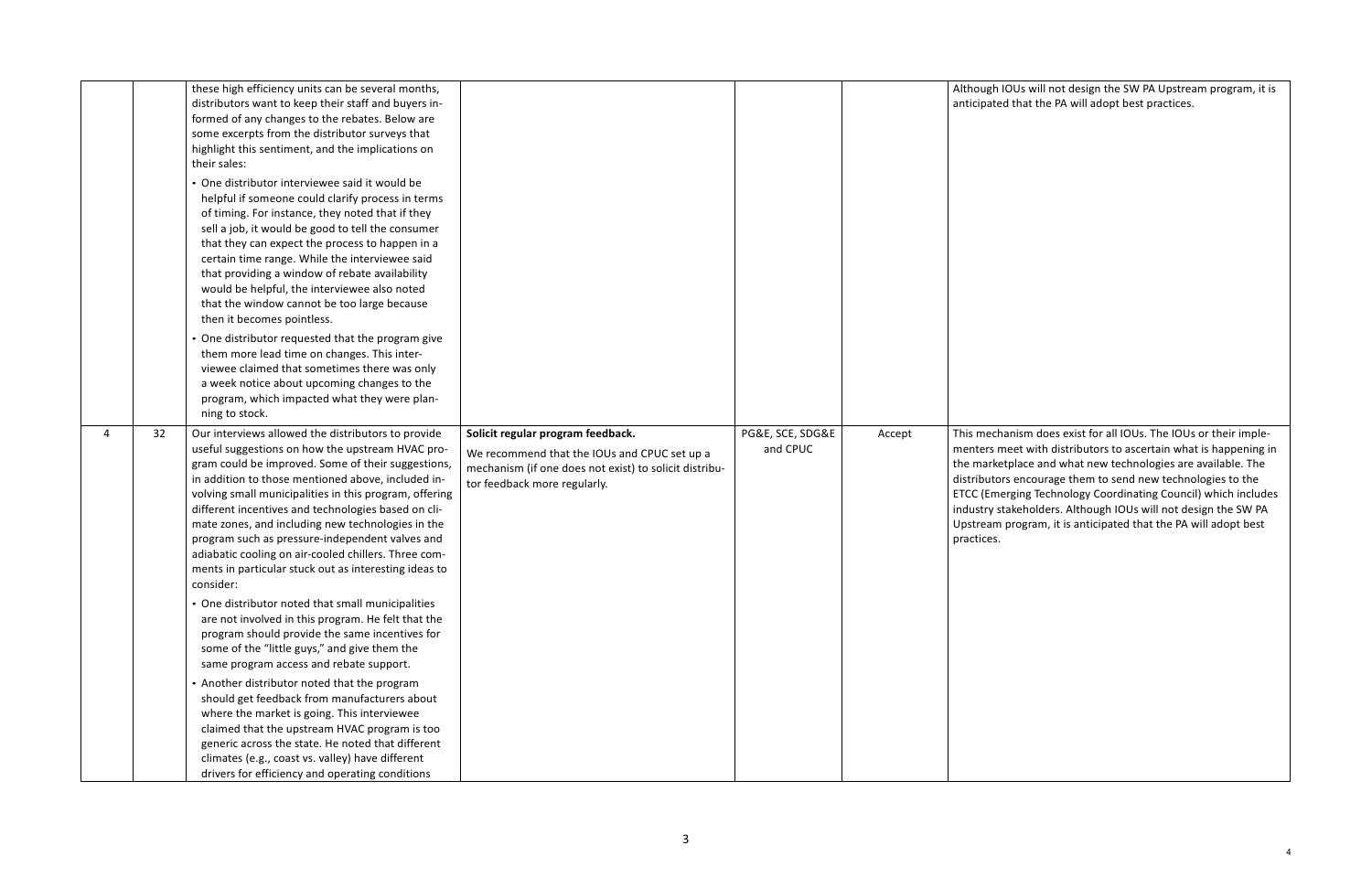| | | | | | | |
|---|---|---|---|---|---|---|
| | | these high efficiency units can be several months, distributors want to keep their staff and buyers informed of any changes to the rebates. Below are some excerpts from the distributor surveys that highlight this sentiment, and the implications on their sales:<br>• One distributor interviewee said it would be helpful if someone could clarify process in terms of timing. For instance, they noted that if they sell a job, it would be good to tell the consumer that they can expect the process to happen in a certain time range. While the interviewee said that providing a window of rebate availability would be helpful, the interviewee also noted that the window cannot be too large because then it becomes pointless.<br>• One distributor requested that the program give them more lead time on changes. This interviewee claimed that sometimes there was only a week notice about upcoming changes to the program, which impacted what they were planning to stock. | | | | Although IOUs will not design the SW PA Upstream program, it is anticipated that the PA will adopt best practices. |
| 4 | 32 | Our interviews allowed the distributors to provide useful suggestions on how the upstream HVAC program could be improved. Some of their suggestions, in addition to those mentioned above, included involving small municipalities in this program, offering different incentives and technologies based on climate zones, and including new technologies in the program such as pressure-independent valves and adiabatic cooling on air-cooled chillers. Three comments in particular stuck out as interesting ideas to consider:<br>• One distributor noted that small municipalities are not involved in this program. He felt that the program should provide the same incentives for some of the "little guys," and give them the same program access and rebate support.<br>• Another distributor noted that the program should get feedback from manufacturers about where the market is going. This interviewee claimed that the upstream HVAC program is too generic across the state. He noted that different climates (e.g., coast vs. valley) have different drivers for efficiency and operating conditions | **Solicit regular program feedback.**<br>We recommend that the IOUs and CPUC set up a mechanism (if one does not exist) to solicit distributor feedback more regularly. | PG&E, SCE, SDG&E and CPUC | Accept | This mechanism does exist for all IOUs. The IOUs or their implementers meet with distributors to ascertain what is happening in the marketplace and what new technologies are available. The distributors encourage them to send new technologies to the ETCC (Emerging Technology Coordinating Council) which includes industry stakeholders. Although IOUs will not design the SW PA Upstream program, it is anticipated that the PA will adopt best practices. |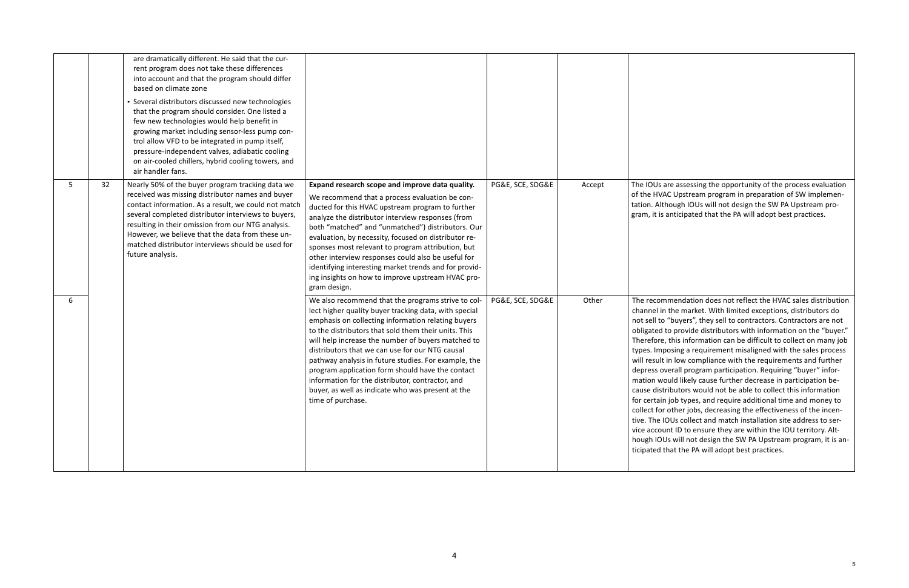| | | | | | | |
|---|---|---|---|---|---|---|
| | | are dramatically different. He said that the current program does not take these differences into account and that the program should differ based on climate zone<br>• Several distributors discussed new technologies that the program should consider. One listed a few new technologies would help benefit in growing market including sensor-less pump control allow VFD to be integrated in pump itself, pressure-independent valves, adiabatic cooling on air-cooled chillers, hybrid cooling towers, and air handler fans. | | | | |
| 5 | 32 | Nearly 50% of the buyer program tracking data we received was missing distributor names and buyer contact information. As a result, we could not match several completed distributor interviews to buyers, resulting in their omission from our NTG analysis. However, we believe that the data from these unmatched distributor interviews should be used for future analysis. | **Expand research scope and improve data quality.**<br>We recommend that a process evaluation be conducted for this HVAC upstream program to further analyze the distributor interview responses (from both "matched" and "unmatched") distributors. Our evaluation, by necessity, focused on distributor responses most relevant to program attribution, but other interview responses could also be useful for identifying interesting market trends and for providing insights on how to improve upstream HVAC program design. | PG&E, SCE, SDG&E | Accept | The IOUs are assessing the opportunity of the process evaluation of the HVAC Upstream program in preparation of SW implementation. Although IOUs will not design the SW PA Upstream program, it is anticipated that the PA will adopt best practices. |
| 6 | | | We also recommend that the programs strive to collect higher quality buyer tracking data, with special emphasis on collecting information relating buyers to the distributors that sold them their units. This will help increase the number of buyers matched to distributors that we can use for our NTG causal pathway analysis in future studies. For example, the program application form should have the contact information for the distributor, contractor, and buyer, as well as indicate who was present at the time of purchase. | PG&E, SCE, SDG&E | Other | The recommendation does not reflect the HVAC sales distribution channel in the market. With limited exceptions, distributors do not sell to "buyers", they sell to contractors. Contractors are not obligated to provide distributors with information on the "buyer." Therefore, this information can be difficult to collect on many job types. Imposing a requirement misaligned with the sales process will result in low compliance with the requirements and further depress overall program participation. Requiring "buyer" information would likely cause further decrease in participation because distributors would not be able to collect this information for certain job types, and require additional time and money to collect for other jobs, decreasing the effectiveness of the incentive. The IOUs collect and match installation site address to service account ID to ensure they are within the IOU territory. Although IOUs will not design the SW PA Upstream program, it is anticipated that the PA will adopt best practices. |